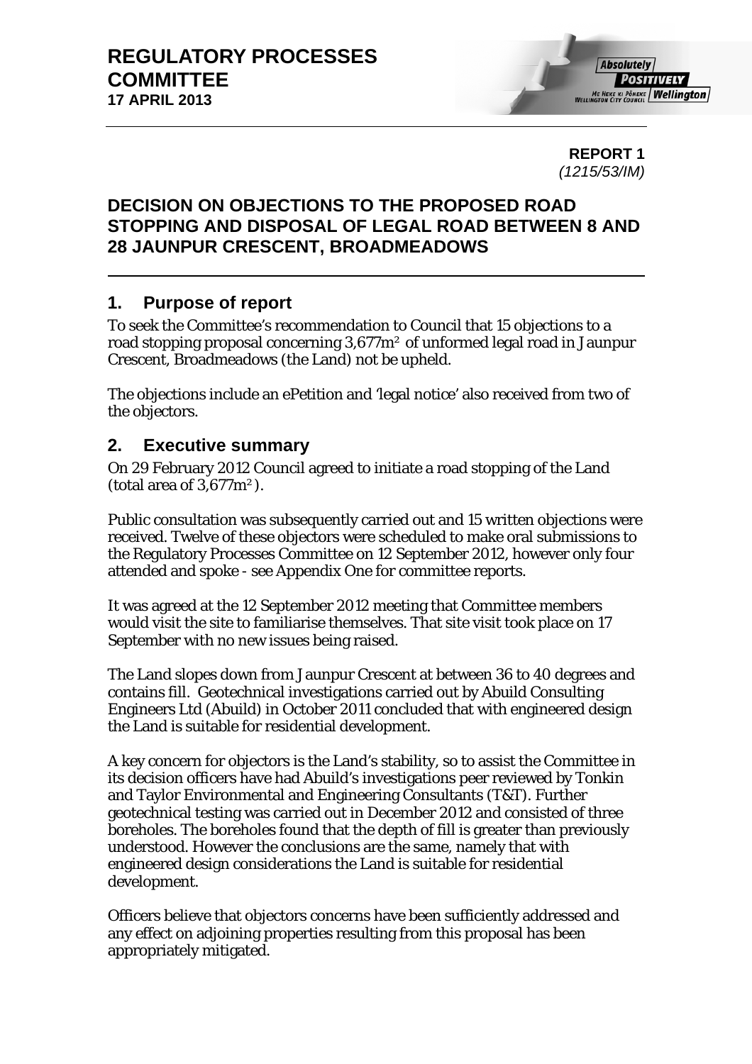# REGULATORY PROCESSES COMMITTEE
**17 APRIL 2013**

**REPORT 1**
*(1215/53/IM)*

## DECISION ON OBJECTIONS TO THE PROPOSED ROAD STOPPING AND DISPOSAL OF LEGAL ROAD BETWEEN 8 AND 28 JAUNPUR CRESCENT, BROADMEADOWS

## 1. Purpose of report

To seek the Committee's recommendation to Council that 15 objections to a road stopping proposal concerning 3,677m² of unformed legal road in Jaunpur Crescent, Broadmeadows (the Land) not be upheld.

The objections include an ePetition and 'legal notice' also received from two of the objectors.

## 2. Executive summary

On 29 February 2012 Council agreed to initiate a road stopping of the Land (total area of 3,677m²).

Public consultation was subsequently carried out and 15 written objections were received. Twelve of these objectors were scheduled to make oral submissions to the Regulatory Processes Committee on 12 September 2012, however only four attended and spoke - see Appendix One for committee reports.

It was agreed at the 12 September 2012 meeting that Committee members would visit the site to familiarise themselves. That site visit took place on 17 September with no new issues being raised.

The Land slopes down from Jaunpur Crescent at between 36 to 40 degrees and contains fill. Geotechnical investigations carried out by Abuild Consulting Engineers Ltd (Abuild) in October 2011 concluded that with engineered design the Land is suitable for residential development.

A key concern for objectors is the Land's stability, so to assist the Committee in its decision officers have had Abuild's investigations peer reviewed by Tonkin and Taylor Environmental and Engineering Consultants (T&T). Further geotechnical testing was carried out in December 2012 and consisted of three boreholes. The boreholes found that the depth of fill is greater than previously understood. However the conclusions are the same, namely that with engineered design considerations the Land is suitable for residential development.

Officers believe that objectors concerns have been sufficiently addressed and any effect on adjoining properties resulting from this proposal has been appropriately mitigated.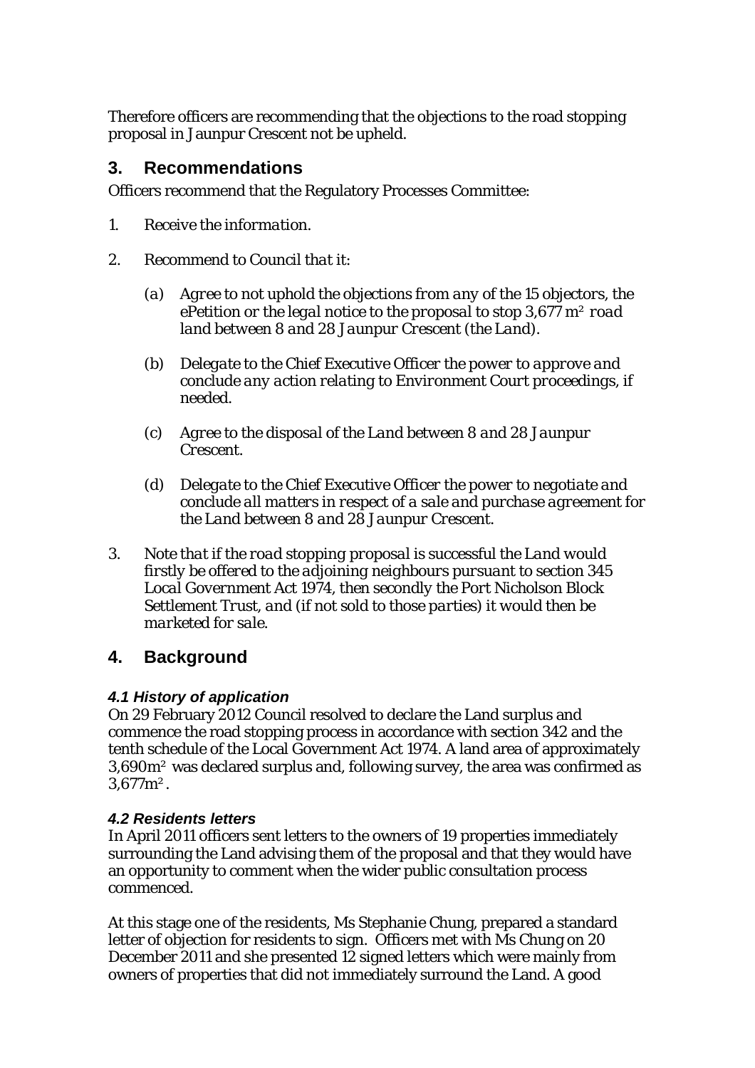Therefore officers are recommending that the objections to the road stopping proposal in Jaunpur Crescent not be upheld.

## 3. Recommendations

Officers recommend that the Regulatory Processes Committee:

1. *Receive the information.*

2. *Recommend to Council that it:*

   (a) *Agree to not uphold the objections from any of the 15 objectors, the ePetition or the legal notice to the proposal to stop 3,677 m² road land between 8 and 28 Jaunpur Crescent (the Land).*

   (b) *Delegate to the Chief Executive Officer the power to approve and conclude any action relating to Environment Court proceedings, if needed.*

   (c) *Agree to the disposal of the Land between 8 and 28 Jaunpur Crescent.*

   (d) *Delegate to the Chief Executive Officer the power to negotiate and conclude all matters in respect of a sale and purchase agreement for the Land between 8 and 28 Jaunpur Crescent.*

3. *Note that if the road stopping proposal is successful the Land would firstly be offered to the adjoining neighbours pursuant to section 345 Local Government Act 1974, then secondly the Port Nicholson Block Settlement Trust, and (if not sold to those parties) it would then be marketed for sale.*

## 4. Background

### *4.1 History of application*

On 29 February 2012 Council resolved to declare the Land surplus and commence the road stopping process in accordance with section 342 and the tenth schedule of the Local Government Act 1974. A land area of approximately 3,690m² was declared surplus and, following survey, the area was confirmed as 3,677m².

### *4.2 Residents letters*

In April 2011 officers sent letters to the owners of 19 properties immediately surrounding the Land advising them of the proposal and that they would have an opportunity to comment when the wider public consultation process commenced.

At this stage one of the residents, Ms Stephanie Chung, prepared a standard letter of objection for residents to sign. Officers met with Ms Chung on 20 December 2011 and she presented 12 signed letters which were mainly from owners of properties that did not immediately surround the Land. A good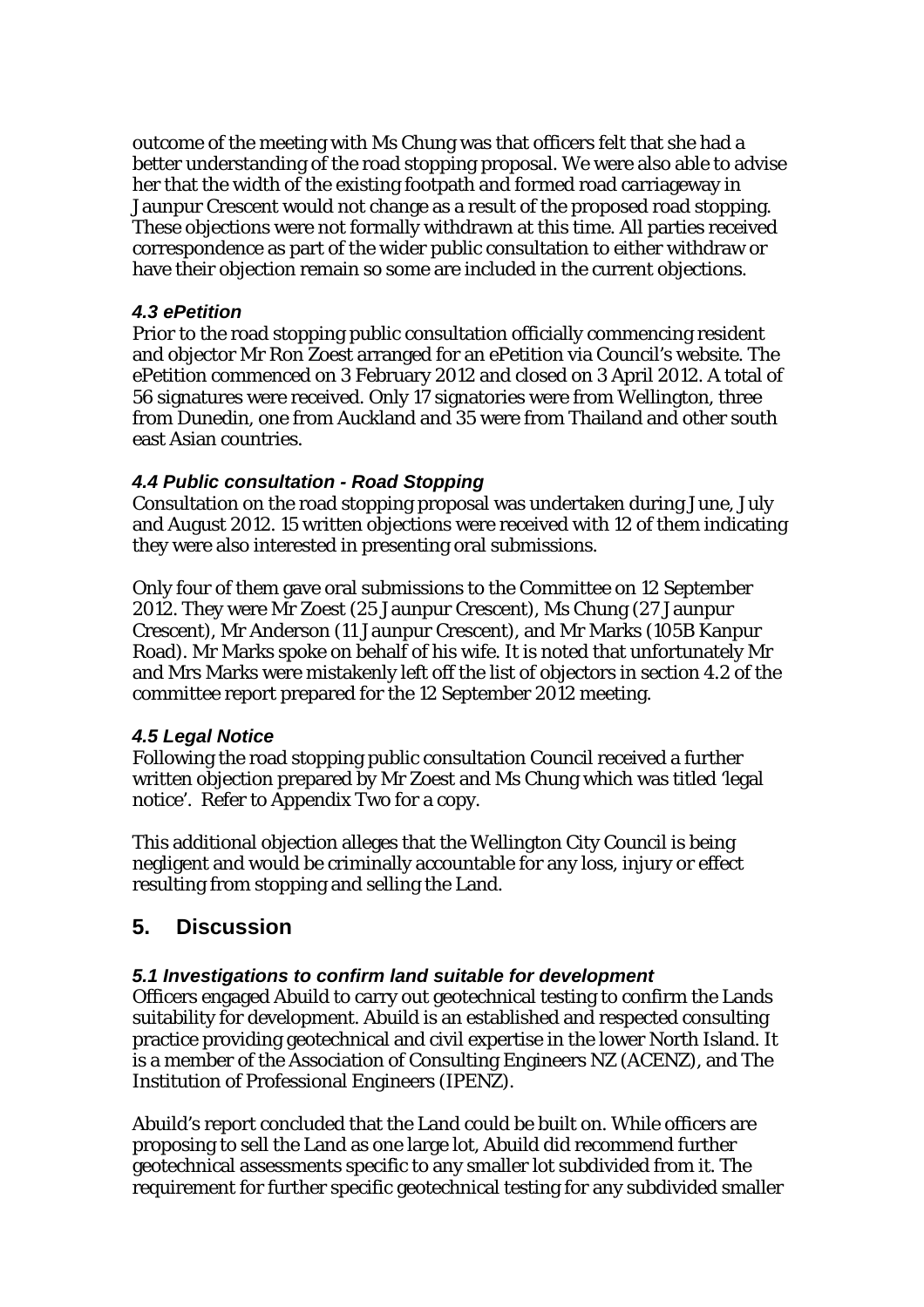outcome of the meeting with Ms Chung was that officers felt that she had a better understanding of the road stopping proposal. We were also able to advise her that the width of the existing footpath and formed road carriageway in Jaunpur Crescent would not change as a result of the proposed road stopping. These objections were not formally withdrawn at this time. All parties received correspondence as part of the wider public consultation to either withdraw or have their objection remain so some are included in the current objections.

#### *4.3 ePetition*

Prior to the road stopping public consultation officially commencing resident and objector Mr Ron Zoest arranged for an ePetition via Council's website. The ePetition commenced on 3 February 2012 and closed on 3 April 2012. A total of 56 signatures were received. Only 17 signatories were from Wellington, three from Dunedin, one from Auckland and 35 were from Thailand and other south east Asian countries.

#### *4.4 Public consultation - Road Stopping*

Consultation on the road stopping proposal was undertaken during June, July and August 2012. 15 written objections were received with 12 of them indicating they were also interested in presenting oral submissions.

Only four of them gave oral submissions to the Committee on 12 September 2012. They were Mr Zoest (25 Jaunpur Crescent), Ms Chung (27 Jaunpur Crescent), Mr Anderson (11 Jaunpur Crescent), and Mr Marks (105B Kanpur Road). Mr Marks spoke on behalf of his wife. It is noted that unfortunately Mr and Mrs Marks were mistakenly left off the list of objectors in section 4.2 of the committee report prepared for the 12 September 2012 meeting.

#### *4.5 Legal Notice*

Following the road stopping public consultation Council received a further written objection prepared by Mr Zoest and Ms Chung which was titled 'legal notice'. Refer to Appendix Two for a copy.

This additional objection alleges that the Wellington City Council is being negligent and would be criminally accountable for any loss, injury or effect resulting from stopping and selling the Land.

## 5. Discussion

#### *5.1 Investigations to confirm land suitable for development*

Officers engaged Abuild to carry out geotechnical testing to confirm the Lands suitability for development. Abuild is an established and respected consulting practice providing geotechnical and civil expertise in the lower North Island. It is a member of the Association of Consulting Engineers NZ (ACENZ), and The Institution of Professional Engineers (IPENZ).

Abuild's report concluded that the Land could be built on. While officers are proposing to sell the Land as one large lot, Abuild did recommend further geotechnical assessments specific to any smaller lot subdivided from it. The requirement for further specific geotechnical testing for any subdivided smaller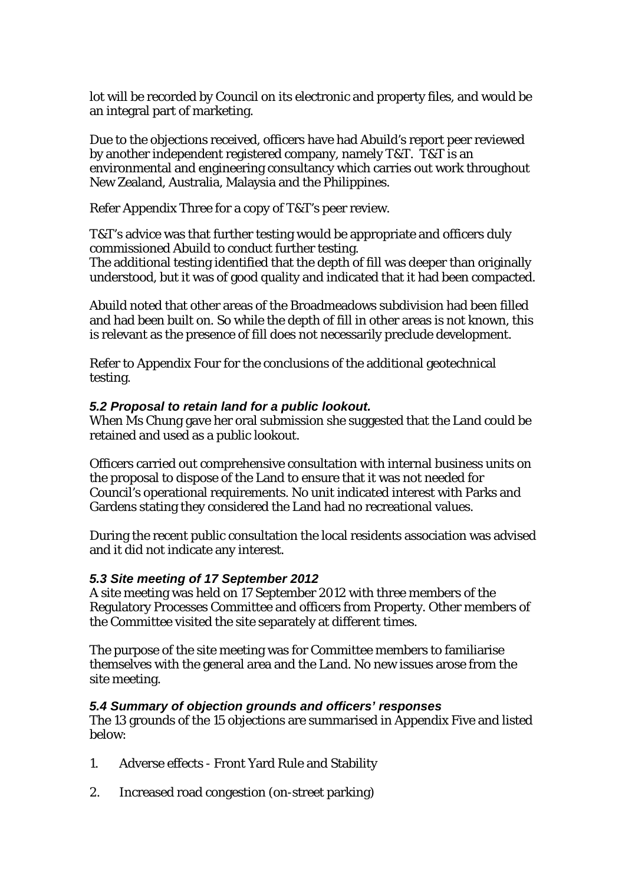lot will be recorded by Council on its electronic and property files, and would be an integral part of marketing.

Due to the objections received, officers have had Abuild's report peer reviewed by another independent registered company, namely T&T. T&T is an environmental and engineering consultancy which carries out work throughout New Zealand, Australia, Malaysia and the Philippines.

Refer Appendix Three for a copy of T&T's peer review.

T&T's advice was that further testing would be appropriate and officers duly commissioned Abuild to conduct further testing.
The additional testing identified that the depth of fill was deeper than originally understood, but it was of good quality and indicated that it had been compacted.

Abuild noted that other areas of the Broadmeadows subdivision had been filled and had been built on. So while the depth of fill in other areas is not known, this is relevant as the presence of fill does not necessarily preclude development.

Refer to Appendix Four for the conclusions of the additional geotechnical testing.

### *5.2 Proposal to retain land for a public lookout.*

When Ms Chung gave her oral submission she suggested that the Land could be retained and used as a public lookout.

Officers carried out comprehensive consultation with internal business units on the proposal to dispose of the Land to ensure that it was not needed for Council's operational requirements. No unit indicated interest with Parks and Gardens stating they considered the Land had no recreational values.

During the recent public consultation the local residents association was advised and it did not indicate any interest.

### *5.3 Site meeting of 17 September 2012*

A site meeting was held on 17 September 2012 with three members of the Regulatory Processes Committee and officers from Property. Other members of the Committee visited the site separately at different times.

The purpose of the site meeting was for Committee members to familiarise themselves with the general area and the Land. No new issues arose from the site meeting.

### *5.4 Summary of objection grounds and officers' responses*

The 13 grounds of the 15 objections are summarised in Appendix Five and listed below:

1. Adverse effects - Front Yard Rule and Stability
2. Increased road congestion (on-street parking)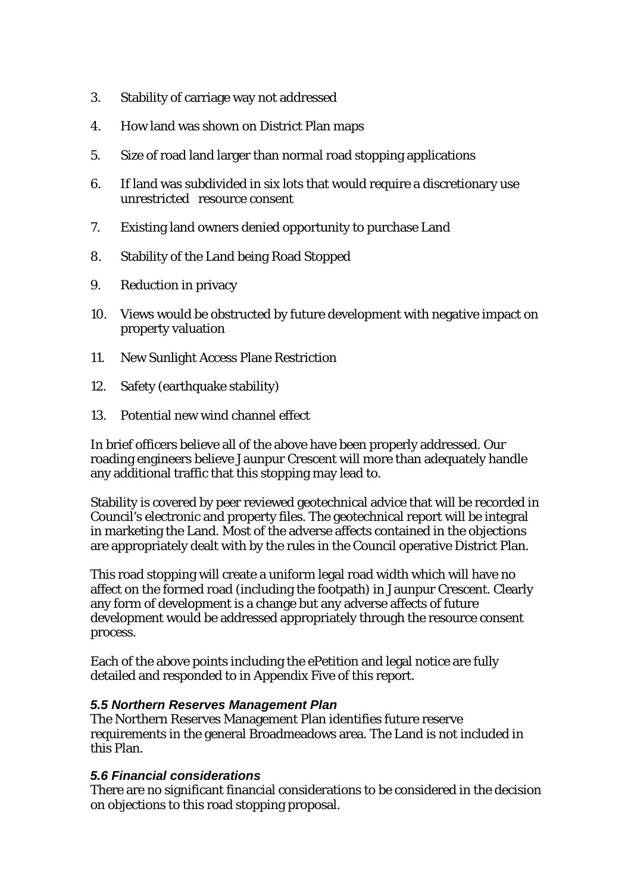3. Stability of carriage way not addressed

4. How land was shown on District Plan maps

5. Size of road land larger than normal road stopping applications

6. If land was subdivided in six lots that would require a discretionary use unrestricted resource consent

7. Existing land owners denied opportunity to purchase Land

8. Stability of the Land being Road Stopped

9. Reduction in privacy

10. Views would be obstructed by future development with negative impact on property valuation

11. New Sunlight Access Plane Restriction

12. Safety (earthquake stability)

13. Potential new wind channel effect

In brief officers believe all of the above have been properly addressed. Our roading engineers believe Jaunpur Crescent will more than adequately handle any additional traffic that this stopping may lead to.

Stability is covered by peer reviewed geotechnical advice that will be recorded in Council's electronic and property files. The geotechnical report will be integral in marketing the Land. Most of the adverse affects contained in the objections are appropriately dealt with by the rules in the Council operative District Plan.

This road stopping will create a uniform legal road width which will have no affect on the formed road (including the footpath) in Jaunpur Crescent. Clearly any form of development is a change but any adverse affects of future development would be addressed appropriately through the resource consent process.

Each of the above points including the ePetition and legal notice are fully detailed and responded to in Appendix Five of this report.

### *5.5 Northern Reserves Management Plan*

The Northern Reserves Management Plan identifies future reserve requirements in the general Broadmeadows area. The Land is not included in this Plan.

### *5.6 Financial considerations*

There are no significant financial considerations to be considered in the decision on objections to this road stopping proposal.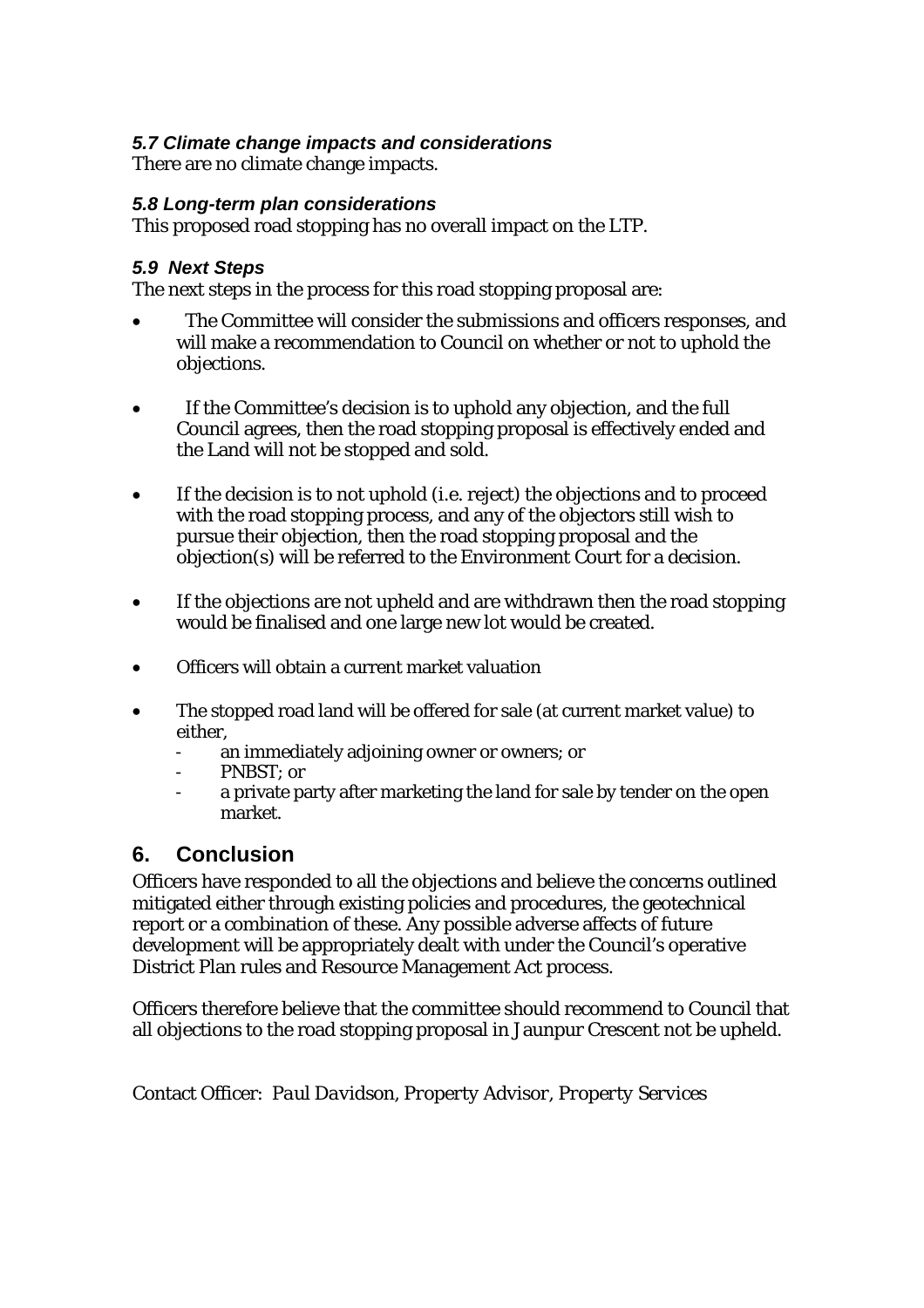### *5.7 Climate change impacts and considerations*

There are no climate change impacts.

### *5.8 Long-term plan considerations*

This proposed road stopping has no overall impact on the LTP.

### *5.9 Next Steps*

The next steps in the process for this road stopping proposal are:

- The Committee will consider the submissions and officers responses, and will make a recommendation to Council on whether or not to uphold the objections.
- If the Committee's decision is to uphold any objection, and the full Council agrees, then the road stopping proposal is effectively ended and the Land will not be stopped and sold.
- If the decision is to not uphold (i.e. reject) the objections and to proceed with the road stopping process, and any of the objectors still wish to pursue their objection, then the road stopping proposal and the objection(s) will be referred to the Environment Court for a decision.
- If the objections are not upheld and are withdrawn then the road stopping would be finalised and one large new lot would be created.
- Officers will obtain a current market valuation
- The stopped road land will be offered for sale (at current market value) to either,
  - an immediately adjoining owner or owners; or
  - PNBST; or
  - a private party after marketing the land for sale by tender on the open market.

## 6. Conclusion

Officers have responded to all the objections and believe the concerns outlined mitigated either through existing policies and procedures, the geotechnical report or a combination of these. Any possible adverse affects of future development will be appropriately dealt with under the Council's operative District Plan rules and Resource Management Act process.

Officers therefore believe that the committee should recommend to Council that all objections to the road stopping proposal in Jaunpur Crescent not be upheld.

*Contact Officer: Paul Davidson, Property Advisor, Property Services*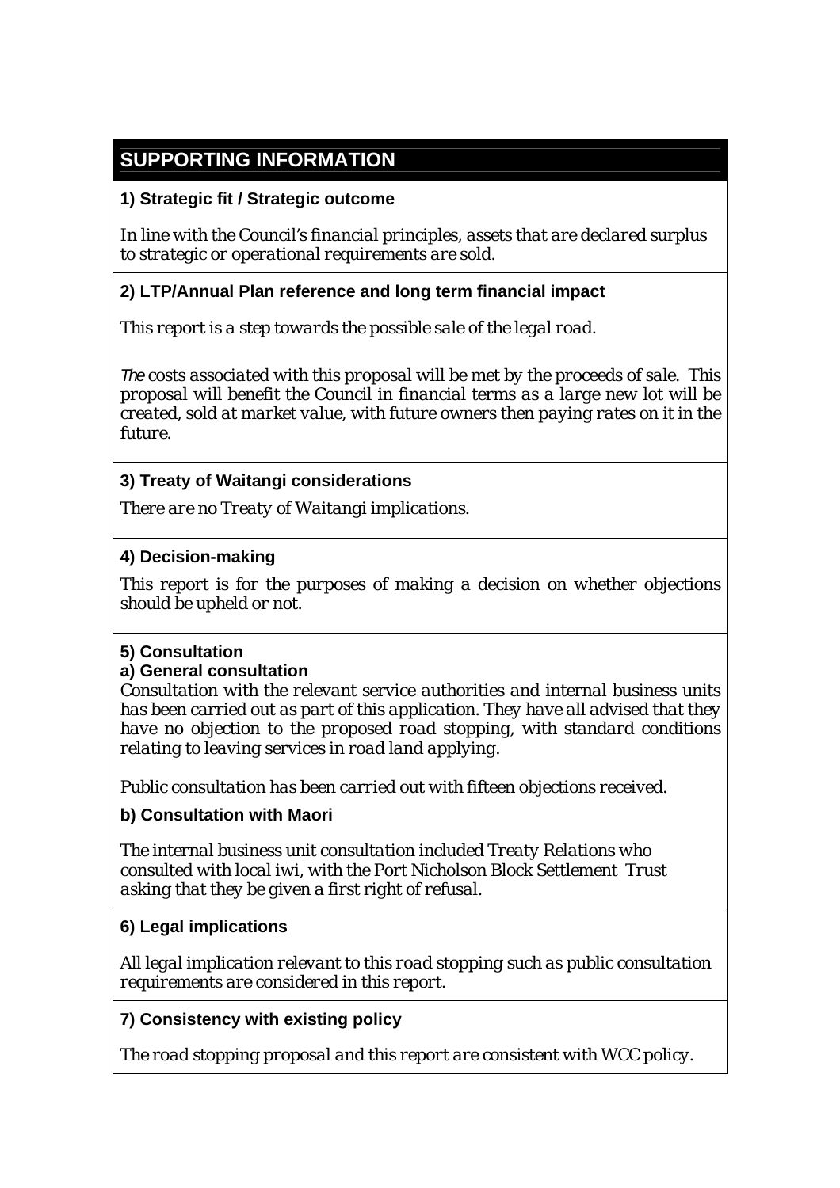## SUPPORTING INFORMATION

### 1) Strategic fit / Strategic outcome

*In line with the Council's financial principles, assets that are declared surplus to strategic or operational requirements are sold.*

### 2) LTP/Annual Plan reference and long term financial impact

*This report is a step towards the possible sale of the legal road.*

*The costs associated with this proposal will be met by the proceeds of sale. This proposal will benefit the Council in financial terms as a large new lot will be created, sold at market value, with future owners then paying rates on it in the future.*

### 3) Treaty of Waitangi considerations

*There are no Treaty of Waitangi implications.*

### 4) Decision-making

*This report is for the purposes of making a decision on whether objections should be upheld or not.*

### 5) Consultation

#### a) General consultation

*Consultation with the relevant service authorities and internal business units has been carried out as part of this application. They have all advised that they have no objection to the proposed road stopping, with standard conditions relating to leaving services in road land applying.*

*Public consultation has been carried out with fifteen objections received.*

#### b) Consultation with Maori

*The internal business unit consultation included Treaty Relations who consulted with local iwi, with the Port Nicholson Block Settlement Trust asking that they be given a first right of refusal.*

### 6) Legal implications

*All legal implication relevant to this road stopping such as public consultation requirements are considered in this report.*

### 7) Consistency with existing policy

*The road stopping proposal and this report are consistent with WCC policy.*